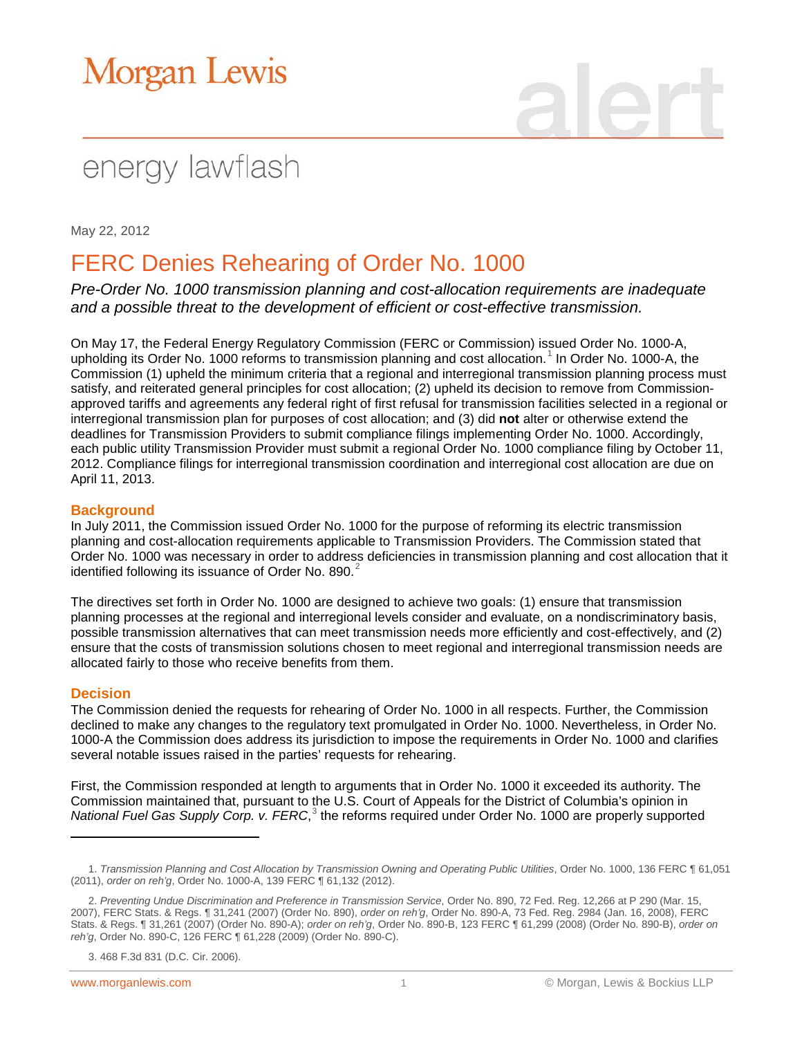# Morgan Lewis

alert

energy lawflash

May 22, 2012

## FERC Denies Rehearing of Order No. 1000

*Pre-Order No. 1000 transmission planning and cost-allocation requirements are inadequate and a possible threat to the development of efficient or cost-effective transmission.*

On May 17, the Federal Energy Regulatory Commission (FERC or Commission) issued Order No. 1000-A, upholding its Order No. 1000 reforms to transmission planning and cost allocation.[1] In Order No. 1000-A, the Commission (1) upheld the minimum criteria that a regional and interregional transmission planning process must satisfy, and reiterated general principles for cost allocation; (2) upheld its decision to remove from Commission-approved tariffs and agreements any federal right of first refusal for transmission facilities selected in a regional or interregional transmission plan for purposes of cost allocation; and (3) did **not** alter or otherwise extend the deadlines for Transmission Providers to submit compliance filings implementing Order No. 1000. Accordingly, each public utility Transmission Provider must submit a regional Order No. 1000 compliance filing by October 11, 2012. Compliance filings for interregional transmission coordination and interregional cost allocation are due on April 11, 2013.

### Background

In July 2011, the Commission issued Order No. 1000 for the purpose of reforming its electric transmission planning and cost-allocation requirements applicable to Transmission Providers. The Commission stated that Order No. 1000 was necessary in order to address deficiencies in transmission planning and cost allocation that it identified following its issuance of Order No. 890.[2]

The directives set forth in Order No. 1000 are designed to achieve two goals: (1) ensure that transmission planning processes at the regional and interregional levels consider and evaluate, on a nondiscriminatory basis, possible transmission alternatives that can meet transmission needs more efficiently and cost-effectively, and (2) ensure that the costs of transmission solutions chosen to meet regional and interregional transmission needs are allocated fairly to those who receive benefits from them.

### Decision

The Commission denied the requests for rehearing of Order No. 1000 in all respects. Further, the Commission declined to make any changes to the regulatory text promulgated in Order No. 1000. Nevertheless, in Order No. 1000-A the Commission does address its jurisdiction to impose the requirements in Order No. 1000 and clarifies several notable issues raised in the parties' requests for rehearing.

First, the Commission responded at length to arguments that in Order No. 1000 it exceeded its authority. The Commission maintained that, pursuant to the U.S. Court of Appeals for the District of Columbia's opinion in *National Fuel Gas Supply Corp. v. FERC*,[3] the reforms required under Order No. 1000 are properly supported

---

1. *Transmission Planning and Cost Allocation by Transmission Owning and Operating Public Utilities*, Order No. 1000, 136 FERC ¶ 61,051 (2011), *order on reh'g*, Order No. 1000-A, 139 FERC ¶ 61,132 (2012).

2. *Preventing Undue Discrimination and Preference in Transmission Service*, Order No. 890, 72 Fed. Reg. 12,266 at P 290 (Mar. 15, 2007), FERC Stats. & Regs. ¶ 31,241 (2007) (Order No. 890), *order on reh'g*, Order No. 890-A, 73 Fed. Reg. 2984 (Jan. 16, 2008), FERC Stats. & Regs. ¶ 31,261 (2007) (Order No. 890-A); *order on reh'g*, Order No. 890-B, 123 FERC ¶ 61,299 (2008) (Order No. 890-B), *order on reh'g*, Order No. 890-C, 126 FERC ¶ 61,228 (2009) (Order No. 890-C).

3. 468 F.3d 831 (D.C. Cir. 2006).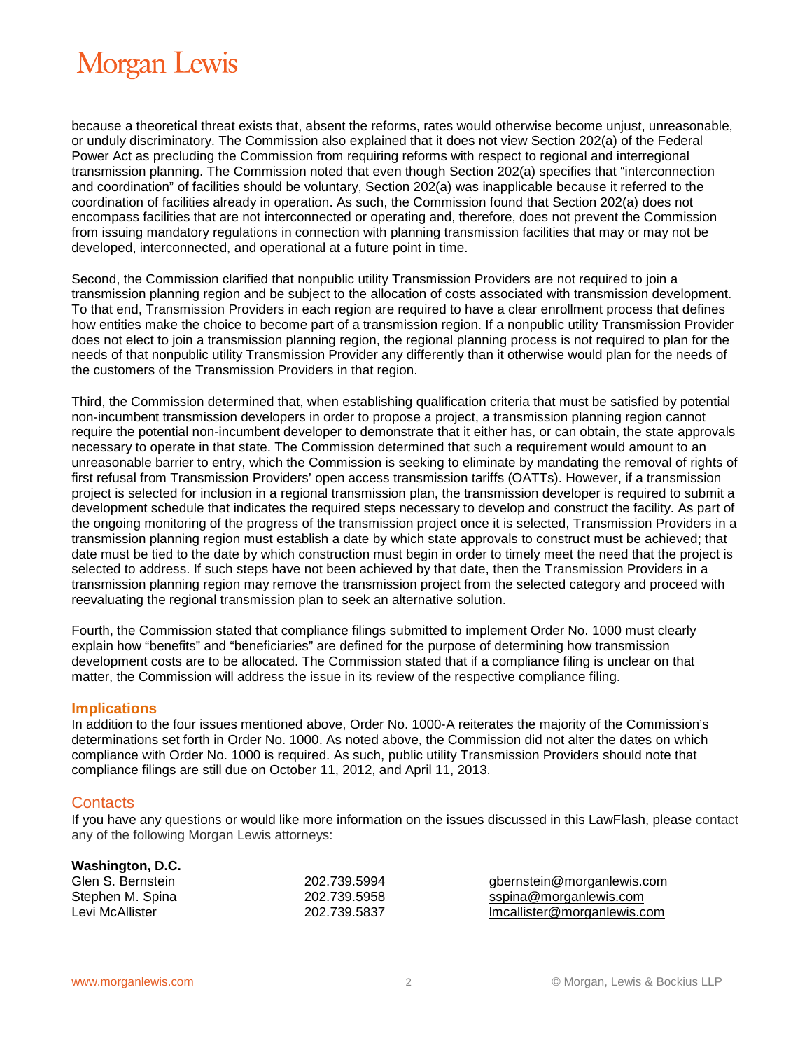because a theoretical threat exists that, absent the reforms, rates would otherwise become unjust, unreasonable, or unduly discriminatory. The Commission also explained that it does not view Section 202(a) of the Federal Power Act as precluding the Commission from requiring reforms with respect to regional and interregional transmission planning. The Commission noted that even though Section 202(a) specifies that "interconnection and coordination" of facilities should be voluntary, Section 202(a) was inapplicable because it referred to the coordination of facilities already in operation. As such, the Commission found that Section 202(a) does not encompass facilities that are not interconnected or operating and, therefore, does not prevent the Commission from issuing mandatory regulations in connection with planning transmission facilities that may or may not be developed, interconnected, and operational at a future point in time.

Second, the Commission clarified that nonpublic utility Transmission Providers are not required to join a transmission planning region and be subject to the allocation of costs associated with transmission development. To that end, Transmission Providers in each region are required to have a clear enrollment process that defines how entities make the choice to become part of a transmission region. If a nonpublic utility Transmission Provider does not elect to join a transmission planning region, the regional planning process is not required to plan for the needs of that nonpublic utility Transmission Provider any differently than it otherwise would plan for the needs of the customers of the Transmission Providers in that region.

Third, the Commission determined that, when establishing qualification criteria that must be satisfied by potential non-incumbent transmission developers in order to propose a project, a transmission planning region cannot require the potential non-incumbent developer to demonstrate that it either has, or can obtain, the state approvals necessary to operate in that state. The Commission determined that such a requirement would amount to an unreasonable barrier to entry, which the Commission is seeking to eliminate by mandating the removal of rights of first refusal from Transmission Providers' open access transmission tariffs (OATTs). However, if a transmission project is selected for inclusion in a regional transmission plan, the transmission developer is required to submit a development schedule that indicates the required steps necessary to develop and construct the facility. As part of the ongoing monitoring of the progress of the transmission project once it is selected, Transmission Providers in a transmission planning region must establish a date by which state approvals to construct must be achieved; that date must be tied to the date by which construction must begin in order to timely meet the need that the project is selected to address. If such steps have not been achieved by that date, then the Transmission Providers in a transmission planning region may remove the transmission project from the selected category and proceed with reevaluating the regional transmission plan to seek an alternative solution.

Fourth, the Commission stated that compliance filings submitted to implement Order No. 1000 must clearly explain how "benefits" and "beneficiaries" are defined for the purpose of determining how transmission development costs are to be allocated. The Commission stated that if a compliance filing is unclear on that matter, the Commission will address the issue in its review of the respective compliance filing.

## Implications

In addition to the four issues mentioned above, Order No. 1000-A reiterates the majority of the Commission's determinations set forth in Order No. 1000. As noted above, the Commission did not alter the dates on which compliance with Order No. 1000 is required. As such, public utility Transmission Providers should note that compliance filings are still due on October 11, 2012, and April 11, 2013.

## Contacts

If you have any questions or would like more information on the issues discussed in this LawFlash, please contact any of the following Morgan Lewis attorneys:

**Washington, D.C.**

| | | |
|---|---|---|
| Glen S. Bernstein | 202.739.5994 | gbernstein@morganlewis.com |
| Stephen M. Spina | 202.739.5958 | sspina@morganlewis.com |
| Levi McAllister | 202.739.5837 | lmcallister@morganlewis.com |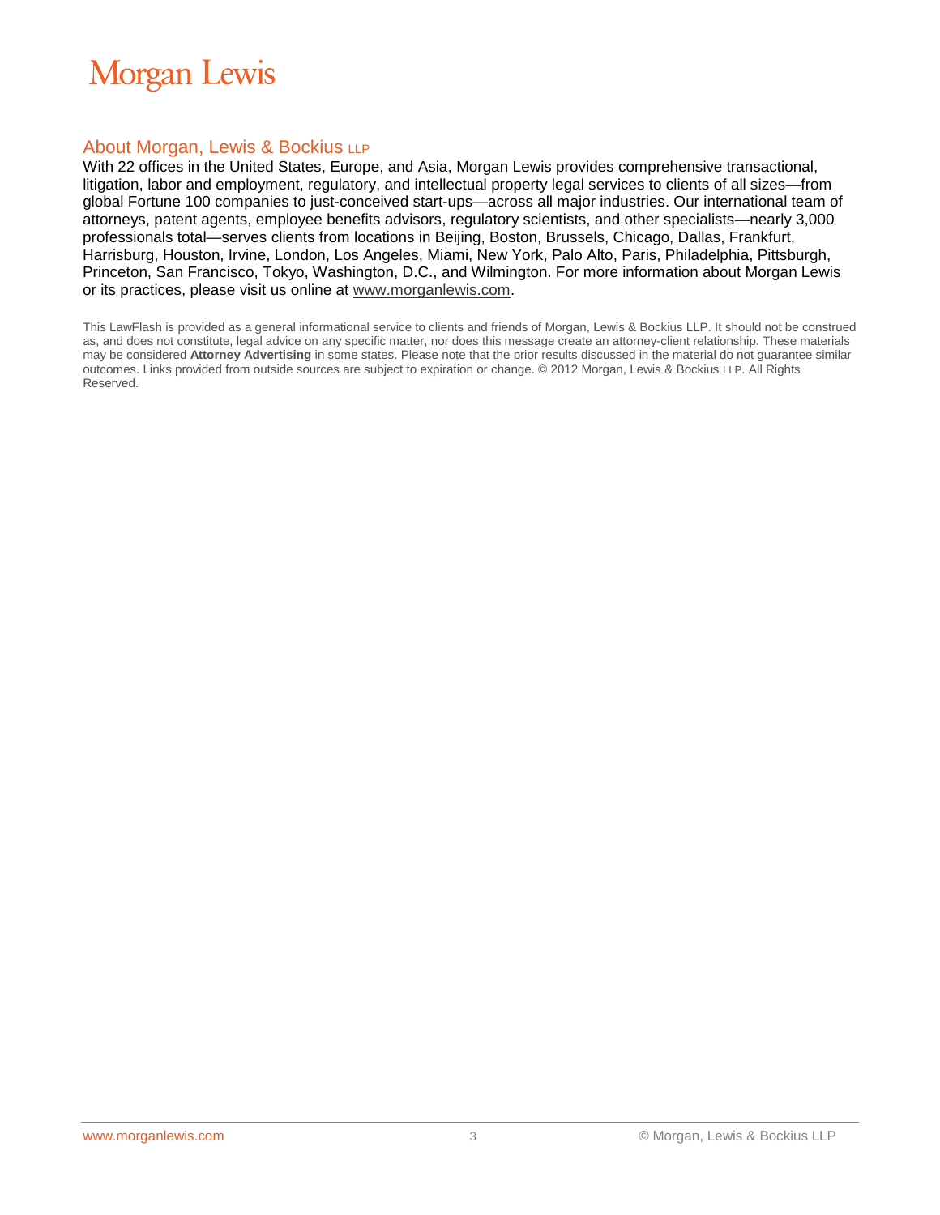Morgan Lewis

## About Morgan, Lewis & Bockius LLP

With 22 offices in the United States, Europe, and Asia, Morgan Lewis provides comprehensive transactional, litigation, labor and employment, regulatory, and intellectual property legal services to clients of all sizes—from global Fortune 100 companies to just-conceived start-ups—across all major industries. Our international team of attorneys, patent agents, employee benefits advisors, regulatory scientists, and other specialists—nearly 3,000 professionals total—serves clients from locations in Beijing, Boston, Brussels, Chicago, Dallas, Frankfurt, Harrisburg, Houston, Irvine, London, Los Angeles, Miami, New York, Palo Alto, Paris, Philadelphia, Pittsburgh, Princeton, San Francisco, Tokyo, Washington, D.C., and Wilmington. For more information about Morgan Lewis or its practices, please visit us online at www.morganlewis.com.

This LawFlash is provided as a general informational service to clients and friends of Morgan, Lewis & Bockius LLP. It should not be construed as, and does not constitute, legal advice on any specific matter, nor does this message create an attorney-client relationship. These materials may be considered **Attorney Advertising** in some states. Please note that the prior results discussed in the material do not guarantee similar outcomes. Links provided from outside sources are subject to expiration or change. © 2012 Morgan, Lewis & Bockius LLP. All Rights Reserved.